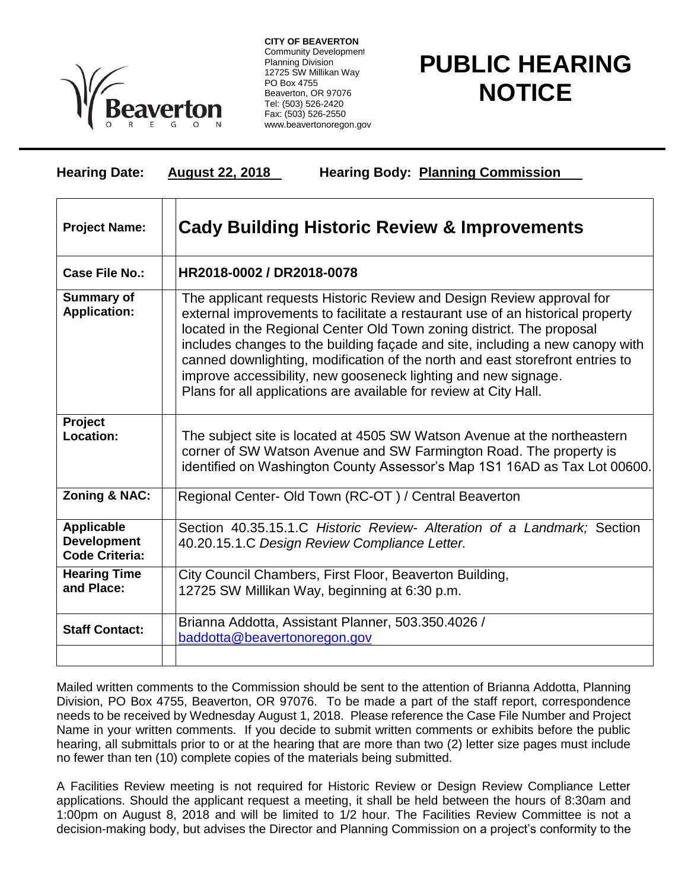**CITY OF BEAVERTON**
Community Development
Planning Division
12725 SW Millikan Way
PO Box 4755
Beaverton, OR 97076
Tel: (503) 526-2420
Fax: (503) 526-2550
www.beavertonoregon.gov

# PUBLIC HEARING NOTICE

**Hearing Date:** **August 22, 2018** **Hearing Body:** **Planning Commission**

| | |
|---|---|
| **Project Name:** | **Cady Building Historic Review & Improvements** |
| **Case File No.:** | **HR2018-0002 / DR2018-0078** |
| **Summary of Application:** | The applicant requests Historic Review and Design Review approval for external improvements to facilitate a restaurant use of an historical property located in the Regional Center Old Town zoning district. The proposal includes changes to the building façade and site, including a new canopy with canned downlighting, modification of the north and east storefront entries to improve accessibility, new gooseneck lighting and new signage. Plans for all applications are available for review at City Hall. |
| **Project Location:** | The subject site is located at 4505 SW Watson Avenue at the northeastern corner of SW Watson Avenue and SW Farmington Road. The property is identified on Washington County Assessor's Map 1S1 16AD as Tax Lot 00600. |
| **Zoning & NAC:** | Regional Center- Old Town (RC-OT ) / Central Beaverton |
| **Applicable Development Code Criteria:** | Section 40.35.15.1.C *Historic Review- Alteration of a Landmark;* Section 40.20.15.1.C *Design Review Compliance Letter.* |
| **Hearing Time and Place:** | City Council Chambers, First Floor, Beaverton Building, 12725 SW Millikan Way, beginning at 6:30 p.m. |
| **Staff Contact:** | Brianna Addotta, Assistant Planner, 503.350.4026 / baddotta@beavertonoregon.gov |

Mailed written comments to the Commission should be sent to the attention of Brianna Addotta, Planning Division, PO Box 4755, Beaverton, OR 97076. To be made a part of the staff report, correspondence needs to be received by Wednesday August 1, 2018. Please reference the Case File Number and Project Name in your written comments. If you decide to submit written comments or exhibits before the public hearing, all submittals prior to or at the hearing that are more than two (2) letter size pages must include no fewer than ten (10) complete copies of the materials being submitted.

A Facilities Review meeting is not required for Historic Review or Design Review Compliance Letter applications. Should the applicant request a meeting, it shall be held between the hours of 8:30am and 1:00pm on August 8, 2018 and will be limited to 1/2 hour. The Facilities Review Committee is not a decision-making body, but advises the Director and Planning Commission on a project's conformity to the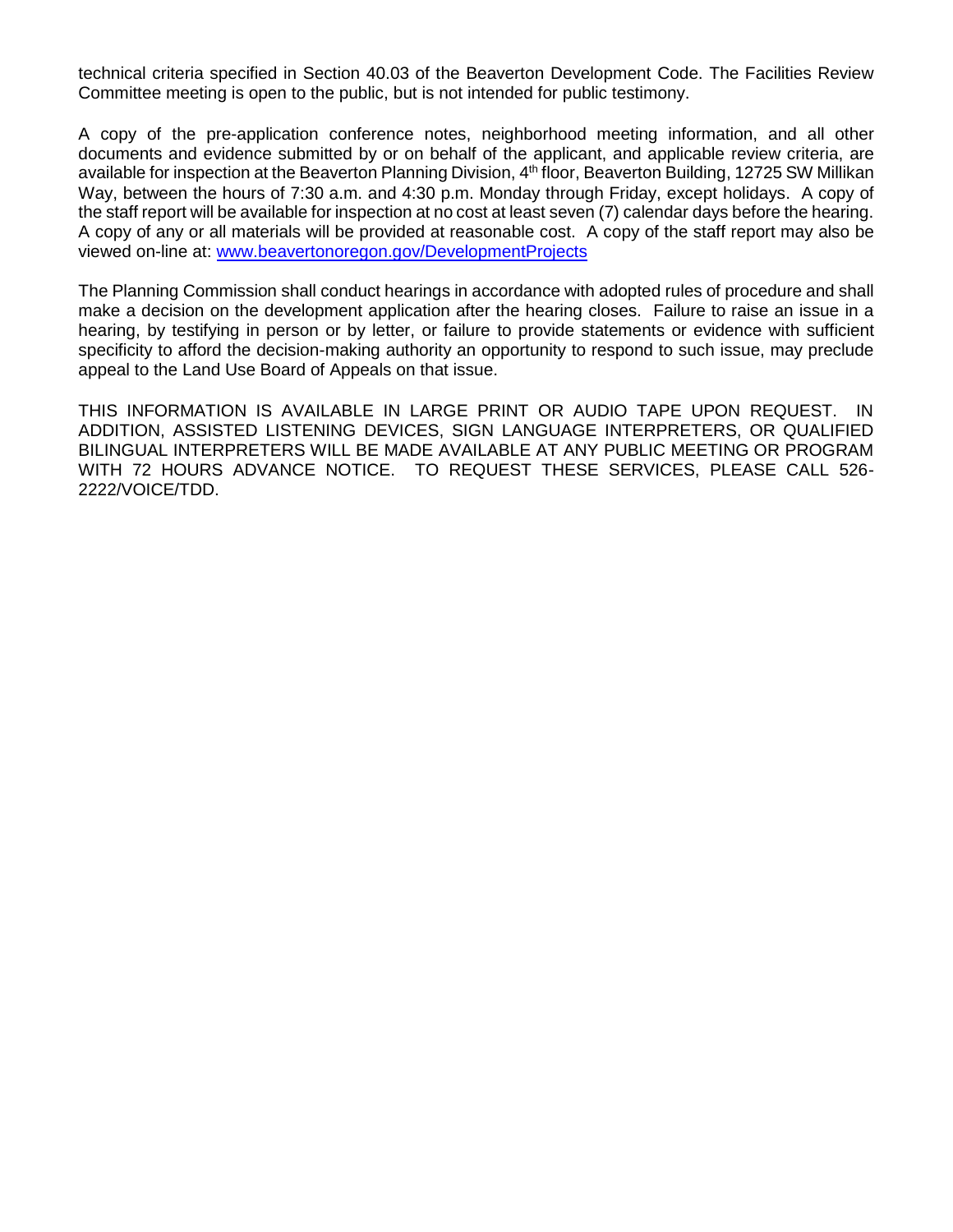technical criteria specified in Section 40.03 of the Beaverton Development Code. The Facilities Review Committee meeting is open to the public, but is not intended for public testimony.

A copy of the pre-application conference notes, neighborhood meeting information, and all other documents and evidence submitted by or on behalf of the applicant, and applicable review criteria, are available for inspection at the Beaverton Planning Division, 4th floor, Beaverton Building, 12725 SW Millikan Way, between the hours of 7:30 a.m. and 4:30 p.m. Monday through Friday, except holidays. A copy of the staff report will be available for inspection at no cost at least seven (7) calendar days before the hearing. A copy of any or all materials will be provided at reasonable cost. A copy of the staff report may also be viewed on-line at: [www.beavertonoregon.gov/DevelopmentProjects](http://www.beavertonoregon.gov/DevelopmentProjects)

The Planning Commission shall conduct hearings in accordance with adopted rules of procedure and shall make a decision on the development application after the hearing closes. Failure to raise an issue in a hearing, by testifying in person or by letter, or failure to provide statements or evidence with sufficient specificity to afford the decision-making authority an opportunity to respond to such issue, may preclude appeal to the Land Use Board of Appeals on that issue.

THIS INFORMATION IS AVAILABLE IN LARGE PRINT OR AUDIO TAPE UPON REQUEST. IN ADDITION, ASSISTED LISTENING DEVICES, SIGN LANGUAGE INTERPRETERS, OR QUALIFIED BILINGUAL INTERPRETERS WILL BE MADE AVAILABLE AT ANY PUBLIC MEETING OR PROGRAM WITH 72 HOURS ADVANCE NOTICE. TO REQUEST THESE SERVICES, PLEASE CALL 526-2222/VOICE/TDD.